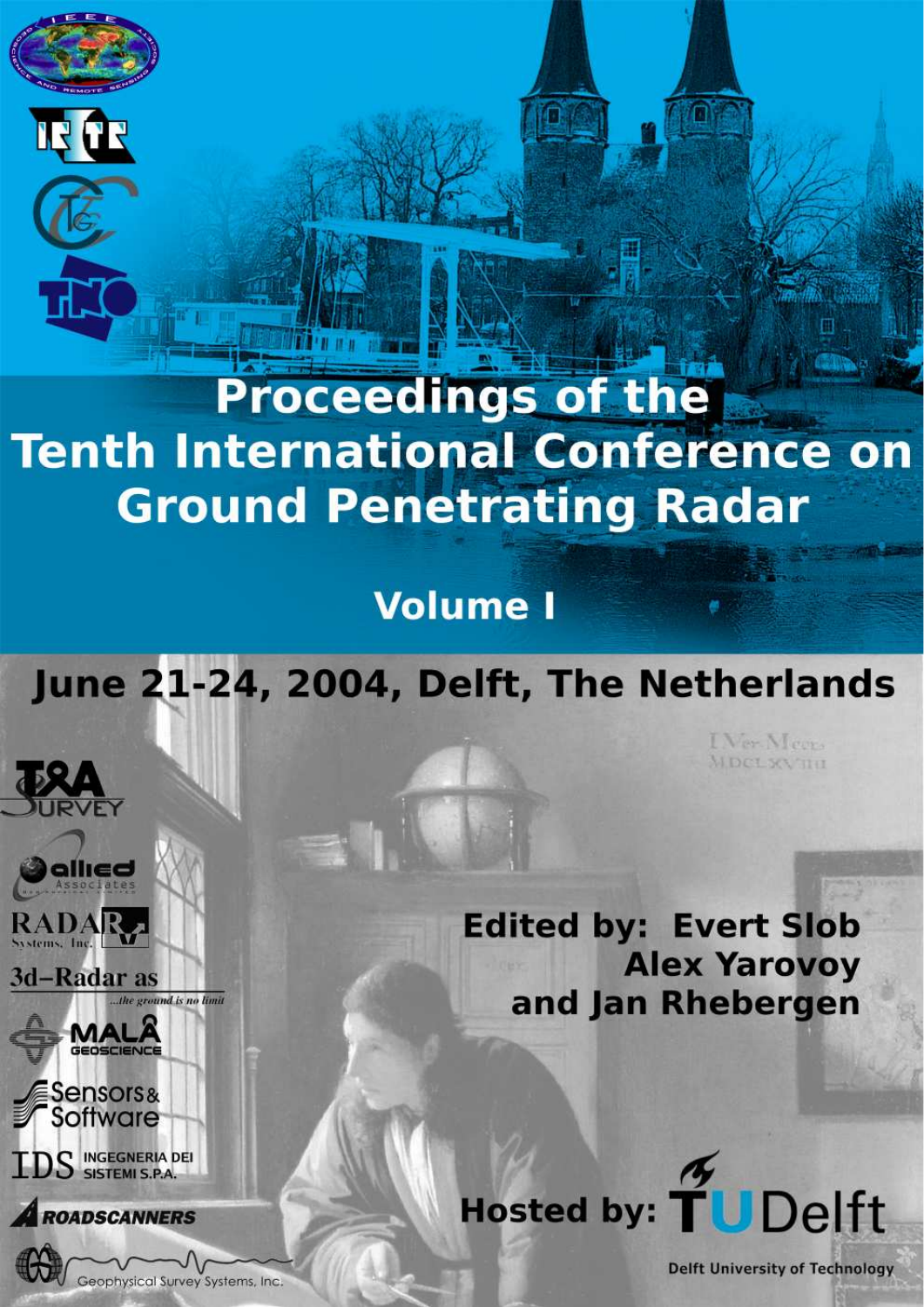# Proceedings of the Tenth International Conference on Ground Penetrating Radar

## Volume I

**June 21-24, 2004, Delft, The Netherlands**

**Edited by: Evert Slob**
**Alex Yarovoy**
**and Jan Rhebergen**

**Hosted by: TU Delft**

Delft University of Technology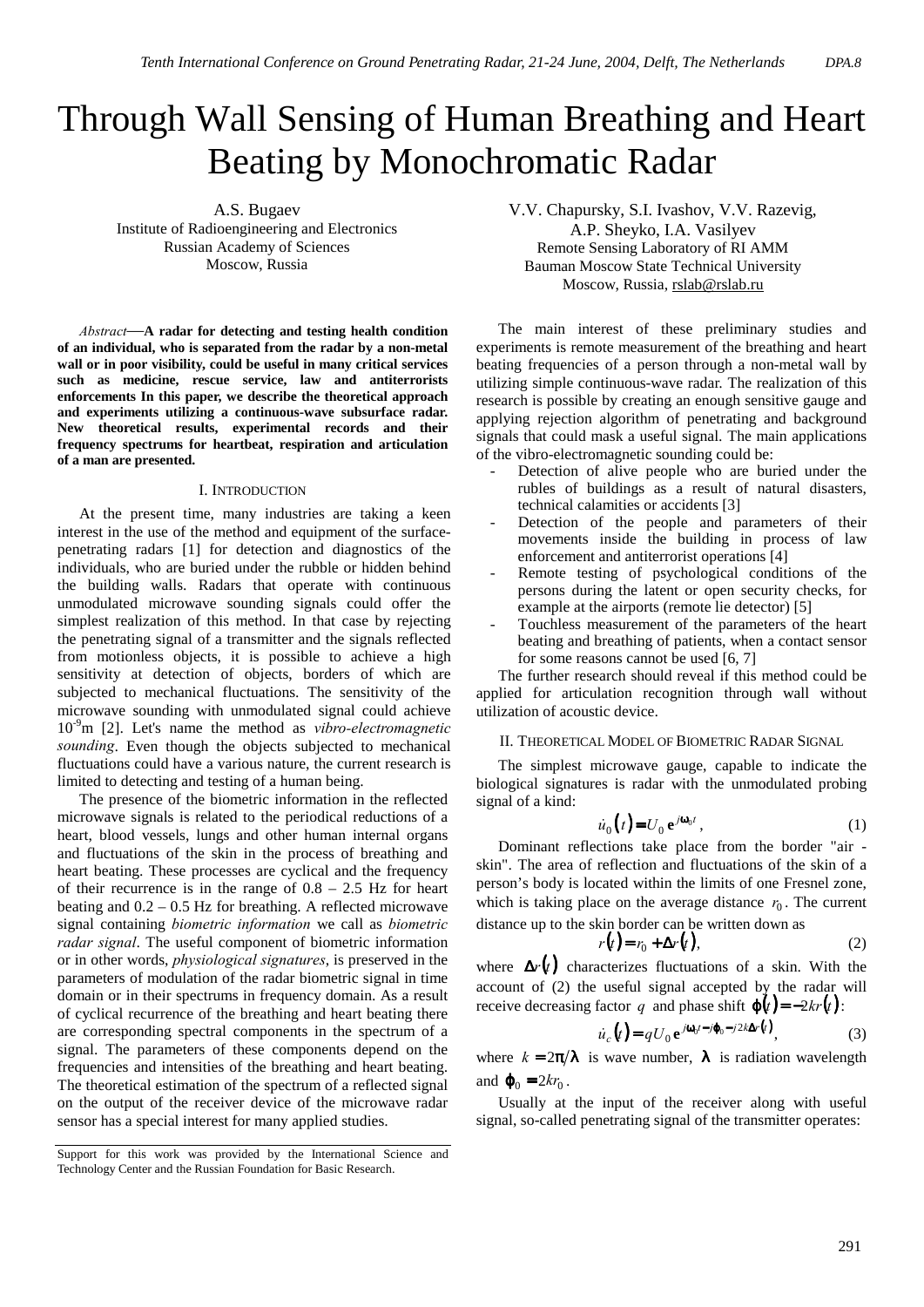# Through Wall Sensing of Human Breathing and Heart Beating by Monochromatic Radar

A.S. Bugaev
Institute of Radioengineering and Electronics
Russian Academy of Sciences
Moscow, Russia

V.V. Chapursky, S.I. Ivashov, V.V. Razevig, A.P. Sheyko, I.A. Vasilyev
Remote Sensing Laboratory of RI AMM
Bauman Moscow State Technical University
Moscow, Russia, rslab@rslab.ru

*Abstract*—**A radar for detecting and testing health condition of an individual, who is separated from the radar by a non-metal wall or in poor visibility, could be useful in many critical services such as medicine, rescue service, law and antiterrorists enforcements In this paper, we describe the theoretical approach and experiments utilizing a continuous-wave subsurface radar. New theoretical results, experimental records and their frequency spectrums for heartbeat, respiration and articulation of a man are presented.**

## I. Introduction

At the present time, many industries are taking a keen interest in the use of the method and equipment of the surface-penetrating radars [1] for detection and diagnostics of the individuals, who are buried under the rubble or hidden behind the building walls. Radars that operate with continuous unmodulated microwave sounding signals could offer the simplest realization of this method. In that case by rejecting the penetrating signal of a transmitter and the signals reflected from motionless objects, it is possible to achieve a high sensitivity at detection of objects, borders of which are subjected to mechanical fluctuations. The sensitivity of the microwave sounding with unmodulated signal could achieve $10^{-9}$m [2]. Let's name the method as *vibro-electromagnetic sounding*. Even though the objects subjected to mechanical fluctuations could have a various nature, the current research is limited to detecting and testing of a human being.

The presence of the biometric information in the reflected microwave signals is related to the periodical reductions of a heart, blood vessels, lungs and other human internal organs and fluctuations of the skin in the process of breathing and heart beating. These processes are cyclical and the frequency of their recurrence is in the range of 0.8 – 2.5 Hz for heart beating and 0.2 – 0.5 Hz for breathing. A reflected microwave signal containing *biometric information* we call as *biometric radar signal*. The useful component of biometric information or in other words, *physiological signatures*, is preserved in the parameters of modulation of the radar biometric signal in time domain or in their spectrums in frequency domain. As a result of cyclical recurrence of the breathing and heart beating there are corresponding spectral components in the spectrum of a signal. The parameters of these components depend on the frequencies and intensities of the breathing and heart beating. The theoretical estimation of the spectrum of a reflected signal on the output of the receiver device of the microwave radar sensor has a special interest for many applied studies.

Support for this work was provided by the International Science and Technology Center and the Russian Foundation for Basic Research.

The main interest of these preliminary studies and experiments is remote measurement of the breathing and heart beating frequencies of a person through a non-metal wall by utilizing simple continuous-wave radar. The realization of this research is possible by creating an enough sensitive gauge and applying rejection algorithm of penetrating and background signals that could mask a useful signal. The main applications of the vibro-electromagnetic sounding could be:

- Detection of alive people who are buried under the rubles of buildings as a result of natural disasters, technical calamities or accidents [3]
- Detection of the people and parameters of their movements inside the building in process of law enforcement and antiterrorist operations [4]
- Remote testing of psychological conditions of the persons during the latent or open security checks, for example at the airports (remote lie detector) [5]
- Touchless measurement of the parameters of the heart beating and breathing of patients, when a contact sensor for some reasons cannot be used [6, 7]

The further research should reveal if this method could be applied for articulation recognition through wall without utilization of acoustic device.

## II. Theoretical Model of Biometric Radar Signal

The simplest microwave gauge, capable to indicate the biological signatures is radar with the unmodulated probing signal of a kind:

$$\dot{u}_0(t) = U_0\, e^{j\omega_0 t}, \tag{1}$$

Dominant reflections take place from the border "air - skin". The area of reflection and fluctuations of the skin of a person's body is located within the limits of one Fresnel zone, which is taking place on the average distance $r_0$. The current distance up to the skin border can be written down as

$$r(t) = r_0 + \Delta r(t), \tag{2}$$

where $\Delta r(t)$ characterizes fluctuations of a skin. With the account of (2) the useful signal accepted by the radar will receive decreasing factor $q$ and phase shift $\varphi(t) = -2kr(t)$:

$$\dot{u}_c(t) = qU_0\, e^{j\omega_0 t - j\varphi_0 - j2k\Delta r(t)}, \tag{3}$$

where $k = 2\pi/\lambda$ is wave number, $\lambda$ is radiation wavelength and $\varphi_0 = 2kr_0$.

Usually at the input of the receiver along with useful signal, so-called penetrating signal of the transmitter operates: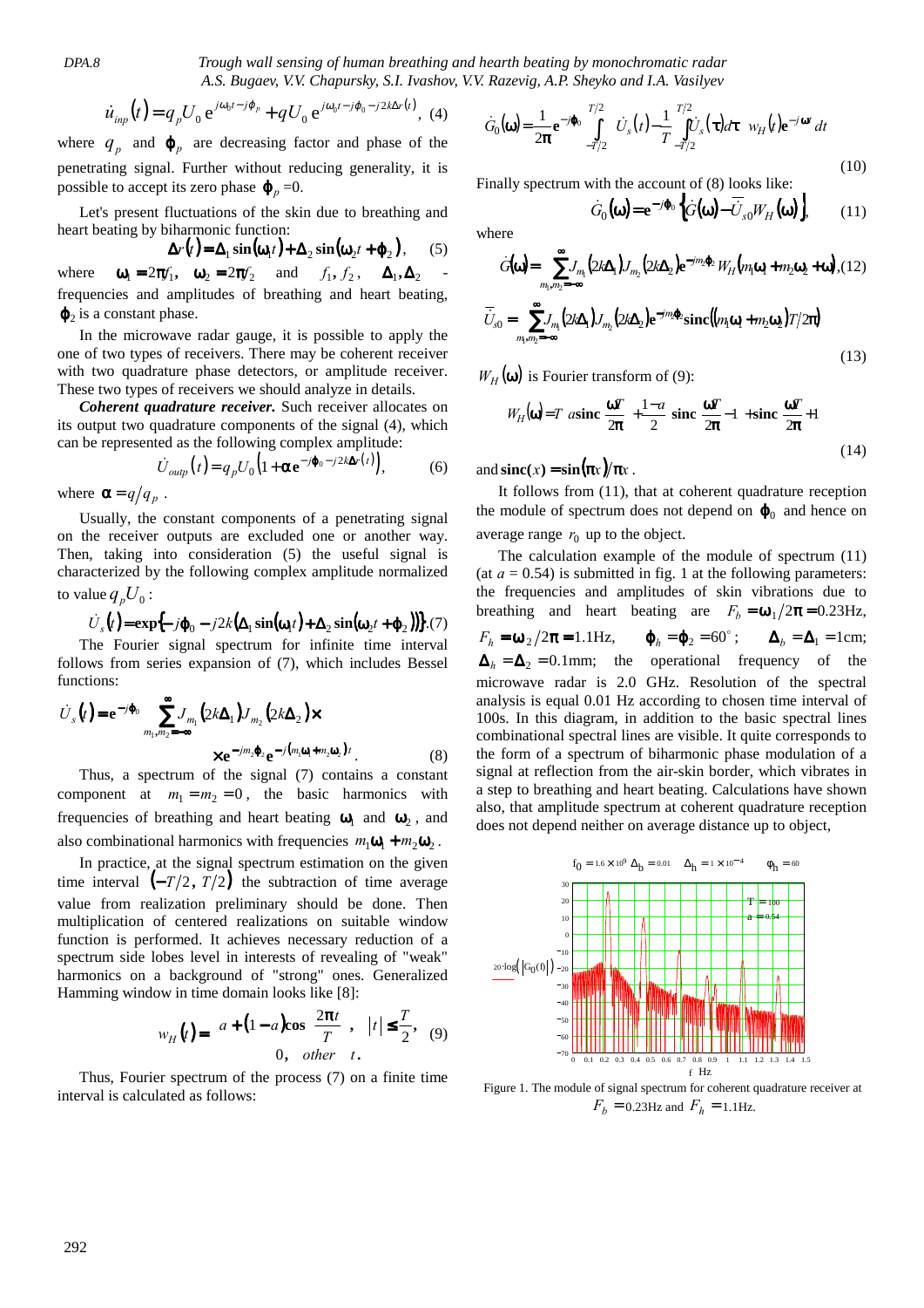$$\dot{u}_{inp}(t) = q_p U_0 \, e^{j\omega_0 t - j\varphi_p} + qU_0 \, e^{j\omega_0 t - j\varphi_0 - j2k\Delta r(t)}, \quad (4)$$

where $q_p$ and $\varphi_p$ are decreasing factor and phase of the penetrating signal. Further without reducing generality, it is possible to accept its zero phase $\varphi_p = 0$.

Let's present fluctuations of the skin due to breathing and heart beating by biharmonic function:

$$\Delta r(t) = \Delta_1 \sin(\omega_1 t) + \Delta_2 \sin(\omega_2 t + \varphi_2), \quad (5)$$

where $\omega_1 = 2\pi f_1$, $\omega_2 = 2\pi f_2$ and $f_1, f_2$, $\Delta_1, \Delta_2$ - frequencies and amplitudes of breathing and heart beating, $\varphi_2$ is a constant phase.

In the microwave radar gauge, it is possible to apply the one of two types of receivers. There may be coherent receiver with two quadrature phase detectors, or amplitude receiver. These two types of receivers we should analyze in details.

***Coherent quadrature receiver.*** Such receiver allocates on its output two quadrature components of the signal (4), which can be represented as the following complex amplitude:

$$\dot{U}_{outp}(t) = q_p U_0 \left(1 + \alpha \, e^{-j\varphi_0 - j2k\Delta r(t)}\right), \quad (6)$$

where $\alpha = q/q_p$.

Usually, the constant components of a penetrating signal on the receiver outputs are excluded one or another way. Then, taking into consideration (5) the useful signal is characterized by the following complex amplitude normalized to value $q_p U_0$:

$$\dot{U}_s(t) = \exp\{-j\varphi_0 - j2k(\Delta_1 \sin(\omega_1 t) + \Delta_2 \sin(\omega_2 t + \varphi_2))\}. \quad (7)$$

The Fourier signal spectrum for infinite time interval follows from series expansion of (7), which includes Bessel functions:

$$\dot{U}_s(t) = e^{-j\varphi_0} \sum_{m_1, m_2 = -\infty}^{\infty} J_{m_1}(2k\Delta_1) J_{m_2}(2k\Delta_2) \times e^{-jm_2\varphi_2} e^{-j(m_1\omega_1 + m_2\omega_2)t}. \quad (8)$$

Thus, a spectrum of the signal (7) contains a constant component at $m_1 = m_2 = 0$, the basic harmonics with frequencies of breathing and heart beating $\omega_1$ and $\omega_2$, and also combinational harmonics with frequencies $m_1\omega_1 + m_2\omega_2$.

In practice, at the signal spectrum estimation on the given time interval $(-T/2, T/2)$ the subtraction of time average value from realization preliminary should be done. Then multiplication of centered realizations on suitable window function is performed. It achieves necessary reduction of a spectrum side lobes level in interests of revealing of "weak" harmonics on a background of "strong" ones. Generalized Hamming window in time domain looks like [8]:

$$w_H(t) = \begin{cases} a + (1-a)\cos\left(\dfrac{2\pi t}{T}\right), & |t| \le \dfrac{T}{2}, \\ 0, & other \quad t. \end{cases} \quad (9)$$

Thus, Fourier spectrum of the process (7) on a finite time interval is calculated as follows:

$$\dot{G}_0(\omega) = \frac{1}{2\pi} e^{-j\varphi_0} \int_{-T/2}^{T/2} \left[\dot{U}_s(t) - \frac{1}{T}\int_{-T/2}^{T/2} \dot{U}_s(\tau)d\tau\right] w_H(t) e^{-j\omega t} dt \quad (10)$$

Finally spectrum with the account of (8) looks like:

$$\dot{G}_0(\omega) = e^{-j\varphi_0}\left\{\dot{G}(\omega) - \bar{\dot{U}}_{s0} W_H(\omega)\right\}, \quad (11)$$

where

$$\dot{G}(\omega) = \sum_{m_1, m_2 = -\infty}^{\infty} J_{m_1}(2k\Delta_1) J_{m_2}(2k\Delta_2) e^{-jm_2\varphi_2} W_H(m_1\omega_1 + m_2\omega_2 + \omega), \quad (12)$$

$$\bar{\dot{U}}_{s0} = \sum_{m_1, m_2 = -\infty}^{\infty} J_{m_1}(2k\Delta_1) J_{m_2}(2k\Delta_2) e^{-jm_2\varphi_2} \mathbf{sinc}((m_1\omega_1 + m_2\omega_2)T/2\pi) \quad (13)$$

$W_H(\omega)$ is Fourier transform of (9):

$$W_H(\omega) = T\left[a\,\mathbf{sinc}\left(\frac{\omega T}{2\pi}\right) + \frac{1-a}{2}\left(\mathbf{sinc}\left(\frac{\omega T}{2\pi} - 1\right) + \mathbf{sinc}\left(\frac{\omega T}{2\pi} + 1\right)\right)\right] \quad (14)$$

and $\mathbf{sinc}(x) = \sin(\pi x)/\pi x$.

It follows from (11), that at coherent quadrature reception the module of spectrum does not depend on $\varphi_0$ and hence on average range $r_0$ up to the object.

The calculation example of the module of spectrum (11) (at $a = 0.54$) is submitted in fig. 1 at the following parameters: the frequencies and amplitudes of skin vibrations due to breathing and heart beating are $F_b = \omega_1/2\pi = 0.23$Hz, $F_h = \omega_2/2\pi = 1.1$Hz, $\varphi_h = \varphi_2 = 60°$; $\Delta_b = \Delta_1 = 1$cm; $\Delta_h = \Delta_2 = 0.1$mm; the operational frequency of the microwave radar is 2.0 GHz. Resolution of the spectral analysis is equal 0.01 Hz according to chosen time interval of 100s. In this diagram, in addition to the basic spectral lines combinational spectral lines are visible. It quite corresponds to the form of a spectrum of biharmonic phase modulation of a signal at reflection from the air-skin border, which vibrates in a step to breathing and heart beating. Calculations have shown also, that amplitude spectrum at coherent quadrature reception does not depend neither on average distance up to object,

Figure 1. The module of signal spectrum for coherent quadrature receiver at $F_b = 0.23$Hz and $F_h = 1.1$Hz.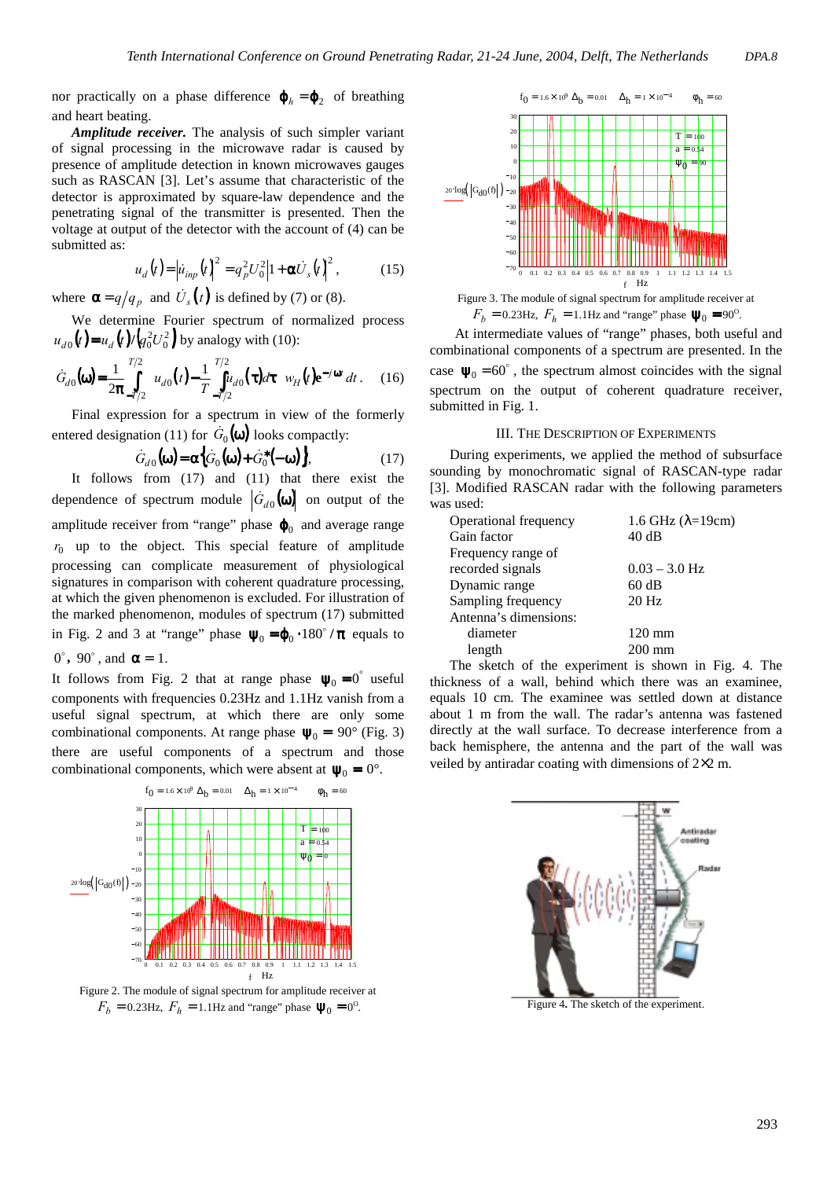nor practically on a phase difference $\varphi_h = \varphi_2$ of breathing and heart beating.

***Amplitude receiver.*** The analysis of such simpler variant of signal processing in the microwave radar is caused by presence of amplitude detection in known microwaves gauges such as RASCAN [3]. Let's assume that characteristic of the detector is approximated by square-law dependence and the penetrating signal of the transmitter is presented. Then the voltage at output of the detector with the account of (4) can be submitted as:

$$u_d(t) = \left|\dot{u}_{inp}(t)\right|^2 = q_p^2 U_0^2 \left|1 + \alpha \dot{U}_s(t)\right|^2, \qquad (15)$$

where $\alpha = q/q_p$ and $\dot{U}_s(t)$ is defined by (7) or (8).

We determine Fourier spectrum of normalized process $u_{d0}(t) = u_d(t)/\left(q_0^2 U_0^2\right)$ by analogy with (10):

$$\dot{G}_{d0}(\omega) = \frac{1}{2\pi} \int_{-T/2}^{T/2} \left[ u_{d0}(t) - \frac{1}{T} \int_{-T/2}^{T/2} u_{d0}(\tau) d\tau \right] w_H(t) e^{-j\omega t} dt. \qquad (16)$$

Final expression for a spectrum in view of the formerly entered designation (11) for $\dot{G}_0(\omega)$ looks compactly:

$$\dot{G}_{d0}(\omega) = \alpha \left\{ \dot{G}_0(\omega) + \dot{G}_0^*(-\omega) \right\}, \qquad (17)$$

It follows from (17) and (11) that there exist the dependence of spectrum module $\left|\dot{G}_{d0}(\omega)\right|$ on output of the amplitude receiver from "range" phase $\varphi_0$ and average range $r_0$ up to the object. This special feature of amplitude processing can complicate measurement of physiological signatures in comparison with coherent quadrature processing, at which the given phenomenon is excluded. For illustration of the marked phenomenon, modules of spectrum (17) submitted in Fig. 2 and 3 at "range" phase $\psi_0 = \varphi_0 \cdot 180^\circ/\pi$ equals to $0^\circ$, $90^\circ$, and $\alpha = 1$.

It follows from Fig. 2 that at range phase $\psi_0 = 0^\circ$ useful components with frequencies 0.23Hz and 1.1Hz vanish from a useful signal spectrum, at which there are only some combinational components. At range phase $\psi_0 = 90°$ (Fig. 3) there are useful components of a spectrum and those combinational components, which were absent at $\psi_0 = 0°$.

Figure 2. The module of signal spectrum for amplitude receiver at $F_b = 0.23$Hz, $F_h = 1.1$Hz and "range" phase $\psi_0 = 0^\circ$.

Figure 3. The module of signal spectrum for amplitude receiver at $F_b = 0.23$Hz, $F_h = 1.1$Hz and "range" phase $\psi_0 = 90^\circ$.

At intermediate values of "range" phases, both useful and combinational components of a spectrum are presented. In the case $\psi_0 = 60^\circ$, the spectrum almost coincides with the signal spectrum on the output of coherent quadrature receiver, submitted in Fig. 1.

## III. The Description of Experiments

During experiments, we applied the method of subsurface sounding by monochromatic signal of RASCAN-type radar [3]. Modified RASCAN radar with the following parameters was used:

| | |
|---|---|
| Operational frequency | 1.6 GHz (λ=19cm) |
| Gain factor | 40 dB |
| Frequency range of recorded signals | 0.03 – 3.0 Hz |
| Dynamic range | 60 dB |
| Sampling frequency | 20 Hz |
| Antenna's dimensions: | |
| diameter | 120 mm |
| length | 200 mm |

The sketch of the experiment is shown in Fig. 4. The thickness of a wall, behind which there was an examinee, equals 10 cm. The examinee was settled down at distance about 1 m from the wall. The radar's antenna was fastened directly at the wall surface. To decrease interference from a back hemisphere, the antenna and the part of the wall was veiled by antiradar coating with dimensions of 2×2 m.

Figure 4. The sketch of the experiment.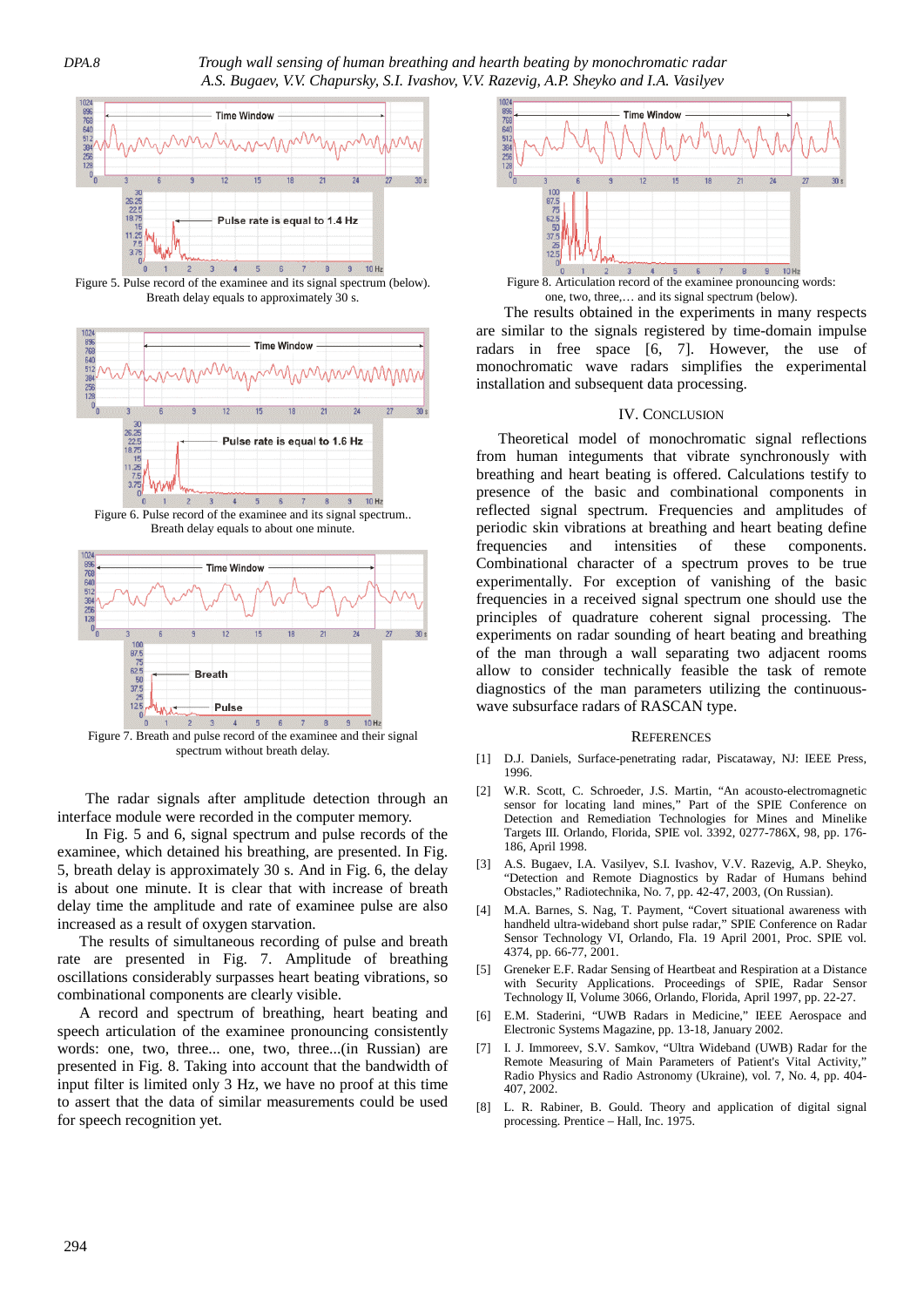Time Window

Pulse rate is equal to 1.4 Hz

Figure 5. Pulse record of the examinee and its signal spectrum (below). Breath delay equals to approximately 30 s.

Time Window

Pulse rate is equal to 1.6 Hz

Figure 6. Pulse record of the examinee and its signal spectrum.. Breath delay equals to about one minute.

Time Window

Breath

Pulse

Figure 7. Breath and pulse record of the examinee and their signal spectrum without breath delay.

The radar signals after amplitude detection through an interface module were recorded in the computer memory.

In Fig. 5 and 6, signal spectrum and pulse records of the examinee, which detained his breathing, are presented. In Fig. 5, breath delay is approximately 30 s. And in Fig. 6, the delay is about one minute. It is clear that with increase of breath delay time the amplitude and rate of examinee pulse are also increased as a result of oxygen starvation.

The results of simultaneous recording of pulse and breath rate are presented in Fig. 7. Amplitude of breathing oscillations considerably surpasses heart beating vibrations, so combinational components are clearly visible.

A record and spectrum of breathing, heart beating and speech articulation of the examinee pronouncing consistently words: one, two, three... one, two, three...(in Russian) are presented in Fig. 8. Taking into account that the bandwidth of input filter is limited only 3 Hz, we have no proof at this time to assert that the data of similar measurements could be used for speech recognition yet.

Time Window

Figure 8. Articulation record of the examinee pronouncing words: one, two, three,… and its signal spectrum (below).

The results obtained in the experiments in many respects are similar to the signals registered by time-domain impulse radars in free space [6, 7]. However, the use of monochromatic wave radars simplifies the experimental installation and subsequent data processing.

## IV. Conclusion

Theoretical model of monochromatic signal reflections from human integuments that vibrate synchronously with breathing and heart beating is offered. Calculations testify to presence of the basic and combinational components in reflected signal spectrum. Frequencies and amplitudes of periodic skin vibrations at breathing and heart beating define frequencies and intensities of these components. Combinational character of a spectrum proves to be true experimentally. For exception of vanishing of the basic frequencies in a received signal spectrum one should use the principles of quadrature coherent signal processing. The experiments on radar sounding of heart beating and breathing of the man through a wall separating two adjacent rooms allow to consider technically feasible the task of remote diagnostics of the man parameters utilizing the continuous-wave subsurface radars of RASCAN type.

## References

[1] D.J. Daniels, Surface-penetrating radar, Piscataway, NJ: IEEE Press, 1996.

[2] W.R. Scott, C. Schroeder, J.S. Martin, "An acousto-electromagnetic sensor for locating land mines," Part of the SPIE Conference on Detection and Remediation Technologies for Mines and Minelike Targets III. Orlando, Florida, SPIE vol. 3392, 0277-786X, 98, pp. 176-186, April 1998.

[3] A.S. Bugaev, I.A. Vasilyev, S.I. Ivashov, V.V. Razevig, A.P. Sheyko, "Detection and Remote Diagnostics by Radar of Humans behind Obstacles," Radiotechnika, No. 7, pp. 42-47, 2003, (On Russian).

[4] M.A. Barnes, S. Nag, T. Payment, "Covert situational awareness with handheld ultra-wideband short pulse radar," SPIE Conference on Radar Sensor Technology VI, Orlando, Fla. 19 April 2001, Proc. SPIE vol. 4374, pp. 66-77, 2001.

[5] Greneker E.F. Radar Sensing of Heartbeat and Respiration at a Distance with Security Applications. Proceedings of SPIE, Radar Sensor Technology II, Volume 3066, Orlando, Florida, April 1997, pp. 22-27.

[6] E.M. Staderini, "UWB Radars in Medicine," IEEE Aerospace and Electronic Systems Magazine, pp. 13-18, January 2002.

[7] I. J. Immoreev, S.V. Samkov, "Ultra Wideband (UWB) Radar for the Remote Measuring of Main Parameters of Patient's Vital Activity," Radio Physics and Radio Astronomy (Ukraine), vol. 7, No. 4, pp. 404-407, 2002.

[8] L. R. Rabiner, B. Gould. Theory and application of digital signal processing. Prentice – Hall, Inc. 1975.